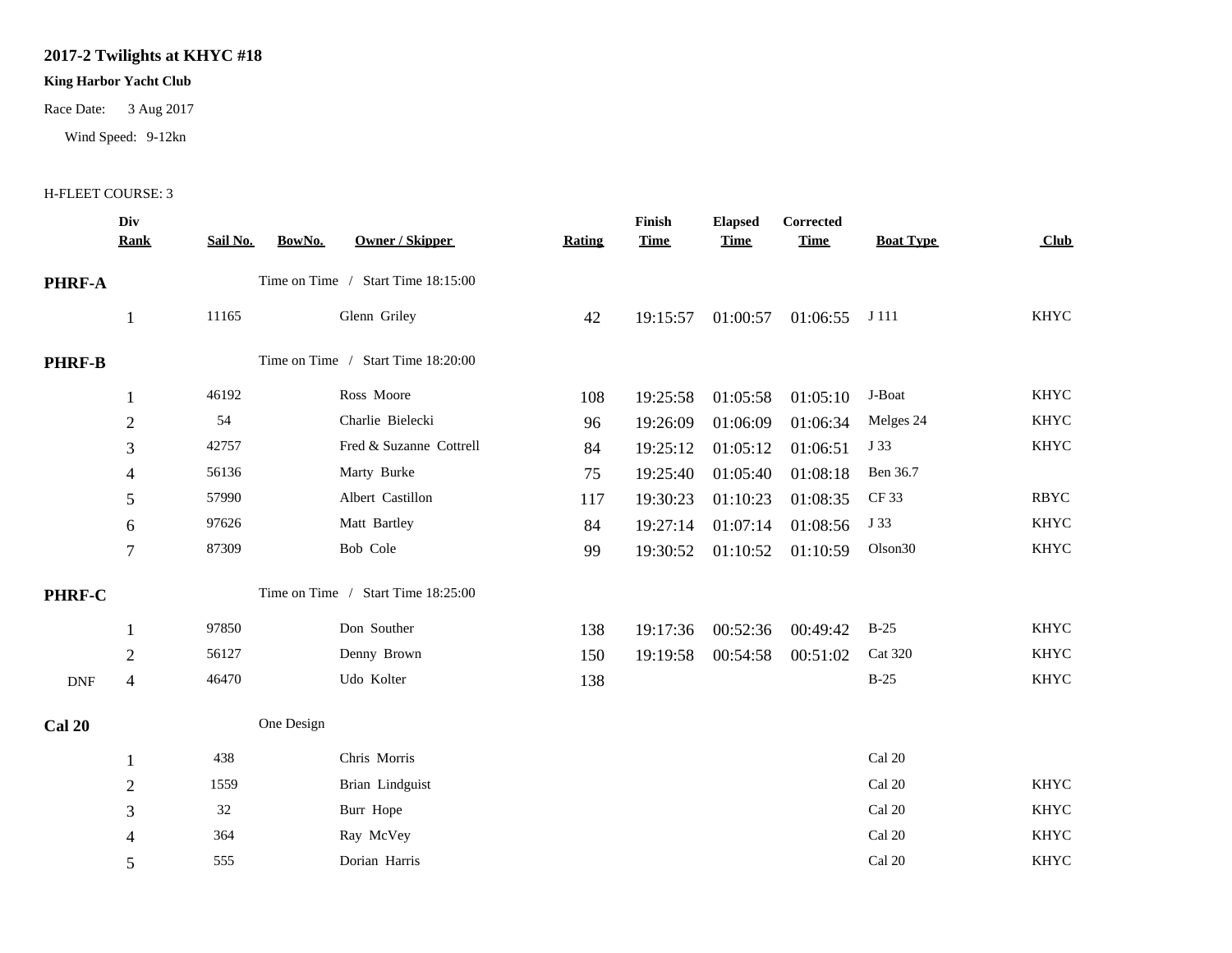# 2017-2 Twilights at KHYC #18

**King Harbor Yacht Club**

Race Date: 3 Aug 2017

Wind Speed: 9-12kn

H-FLEET COURSE: 3

| | Div Rank | Sail No. | BowNo. | Owner / Skipper | Rating | Finish Time | Elapsed Time | Corrected Time | Boat Type | Club |
|---|---|---|---|---|---|---|---|---|---|---|
| **PHRF-A** | | | Time on Time / Start Time 18:15:00 | | | | | | | |
| | 1 | 11165 | | Glenn Griley | 42 | 19:15:57 | 01:00:57 | 01:06:55 | J 111 | KHYC |
| **PHRF-B** | | | Time on Time / Start Time 18:20:00 | | | | | | | |
| | 1 | 46192 | | Ross Moore | 108 | 19:25:58 | 01:05:58 | 01:05:10 | J-Boat | KHYC |
| | 2 | 54 | | Charlie Bielecki | 96 | 19:26:09 | 01:06:09 | 01:06:34 | Melges 24 | KHYC |
| | 3 | 42757 | | Fred & Suzanne Cottrell | 84 | 19:25:12 | 01:05:12 | 01:06:51 | J 33 | KHYC |
| | 4 | 56136 | | Marty Burke | 75 | 19:25:40 | 01:05:40 | 01:08:18 | Ben 36.7 | |
| | 5 | 57990 | | Albert Castillon | 117 | 19:30:23 | 01:10:23 | 01:08:35 | CF 33 | RBYC |
| | 6 | 97626 | | Matt Bartley | 84 | 19:27:14 | 01:07:14 | 01:08:56 | J 33 | KHYC |
| | 7 | 87309 | | Bob Cole | 99 | 19:30:52 | 01:10:52 | 01:10:59 | Olson30 | KHYC |
| **PHRF-C** | | | Time on Time / Start Time 18:25:00 | | | | | | | |
| | 1 | 97850 | | Don Souther | 138 | 19:17:36 | 00:52:36 | 00:49:42 | B-25 | KHYC |
| | 2 | 56127 | | Denny Brown | 150 | 19:19:58 | 00:54:58 | 00:51:02 | Cat 320 | KHYC |
| DNF | 4 | 46470 | | Udo Kolter | 138 | | | | B-25 | KHYC |
| **Cal 20** | | | One Design | | | | | | | |
| | 1 | 438 | | Chris Morris | | | | | Cal 20 | |
| | 2 | 1559 | | Brian Lindguist | | | | | Cal 20 | KHYC |
| | 3 | 32 | | Burr Hope | | | | | Cal 20 | KHYC |
| | 4 | 364 | | Ray McVey | | | | | Cal 20 | KHYC |
| | 5 | 555 | | Dorian Harris | | | | | Cal 20 | KHYC |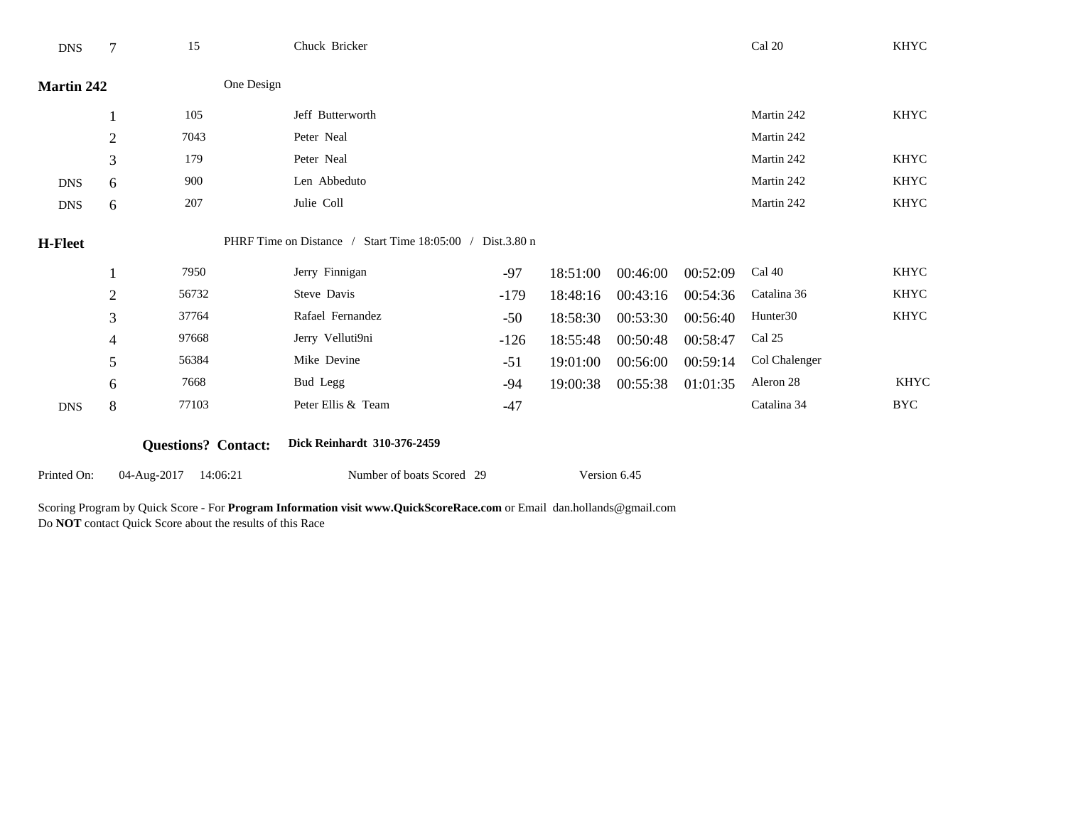| | | | | | | | | | |
|---|---|---|---|---|---|---|---|---|---|
| DNS | 7 | 15 | Chuck Bricker | | | | | Cal 20 | KHYC |

**Martin 242** One Design

| | | | | | |
|---|---|---|---|---|---|
| | 1 | 105 | Jeff Butterworth | Martin 242 | KHYC |
| | 2 | 7043 | Peter Neal | Martin 242 | |
| | 3 | 179 | Peter Neal | Martin 242 | KHYC |
| DNS | 6 | 900 | Len Abbeduto | Martin 242 | KHYC |
| DNS | 6 | 207 | Julie Coll | Martin 242 | KHYC |

**H-Fleet** PHRF Time on Distance / Start Time 18:05:00 / Dist.3.80 n

| | | | | | | | | | |
|---|---|---|---|---|---|---|---|---|---|
| | 1 | 7950 | Jerry Finnigan | -97 | 18:51:00 | 00:46:00 | 00:52:09 | Cal 40 | KHYC |
| | 2 | 56732 | Steve Davis | -179 | 18:48:16 | 00:43:16 | 00:54:36 | Catalina 36 | KHYC |
| | 3 | 37764 | Rafael Fernandez | -50 | 18:58:30 | 00:53:30 | 00:56:40 | Hunter30 | KHYC |
| | 4 | 97668 | Jerry Velluti9ni | -126 | 18:55:48 | 00:50:48 | 00:58:47 | Cal 25 | |
| | 5 | 56384 | Mike Devine | -51 | 19:01:00 | 00:56:00 | 00:59:14 | Col Chalenger | |
| | 6 | 7668 | Bud Legg | -94 | 19:00:38 | 00:55:38 | 01:01:35 | Aleron 28 | KHYC |
| DNS | 8 | 77103 | Peter Ellis & Team | -47 | | | | Catalina 34 | BYC |

**Questions? Contact:** **Dick Reinhardt 310-376-2459**

Printed On: 04-Aug-2017 14:06:21 Number of boats Scored 29 Version 6.45

Scoring Program by Quick Score - For **Program Information visit www.QuickScoreRace.com** or Email dan.hollands@gmail.com
Do **NOT** contact Quick Score about the results of this Race